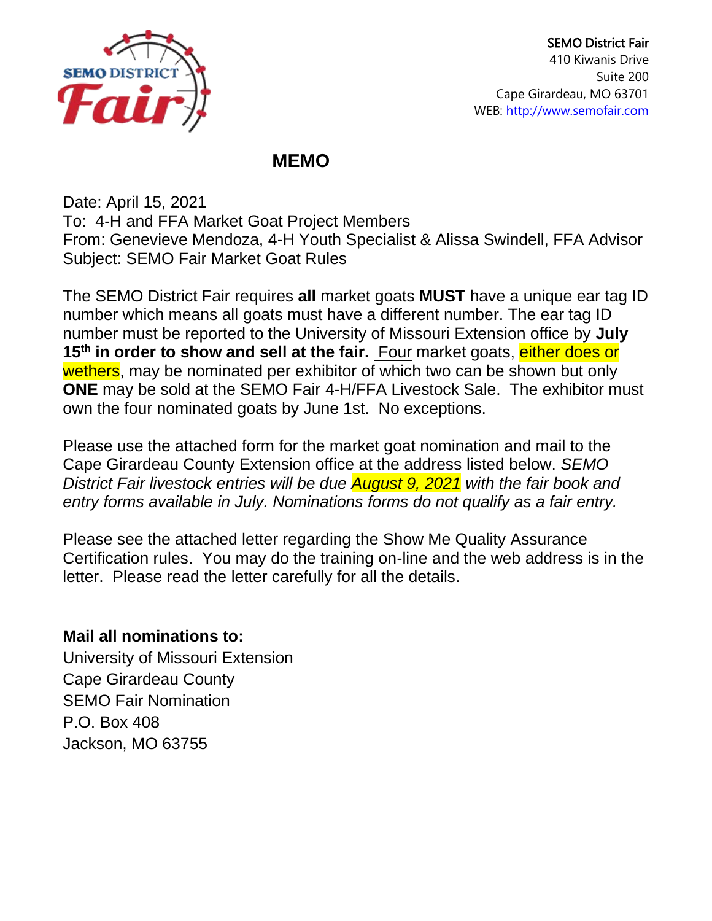SEMO District Fair
410 Kiwanis Drive
Suite 200
Cape Girardeau, MO 63701
WEB: http://www.semofair.com

# MEMO

Date: April 15, 2021
To: 4-H and FFA Market Goat Project Members
From: Genevieve Mendoza, 4-H Youth Specialist & Alissa Swindell, FFA Advisor
Subject: SEMO Fair Market Goat Rules

The SEMO District Fair requires **all** market goats **MUST** have a unique ear tag ID number which means all goats must have a different number. The ear tag ID number must be reported to the University of Missouri Extension office by **July 15th in order to show and sell at the fair.** Four market goats, either does or wethers, may be nominated per exhibitor of which two can be shown but only **ONE** may be sold at the SEMO Fair 4-H/FFA Livestock Sale. The exhibitor must own the four nominated goats by June 1st. No exceptions.

Please use the attached form for the market goat nomination and mail to the Cape Girardeau County Extension office at the address listed below. *SEMO District Fair livestock entries will be due August 9, 2021 with the fair book and entry forms available in July. Nominations forms do not qualify as a fair entry.*

Please see the attached letter regarding the Show Me Quality Assurance Certification rules. You may do the training on-line and the web address is in the letter. Please read the letter carefully for all the details.

**Mail all nominations to:**
University of Missouri Extension
Cape Girardeau County
SEMO Fair Nomination
P.O. Box 408
Jackson, MO 63755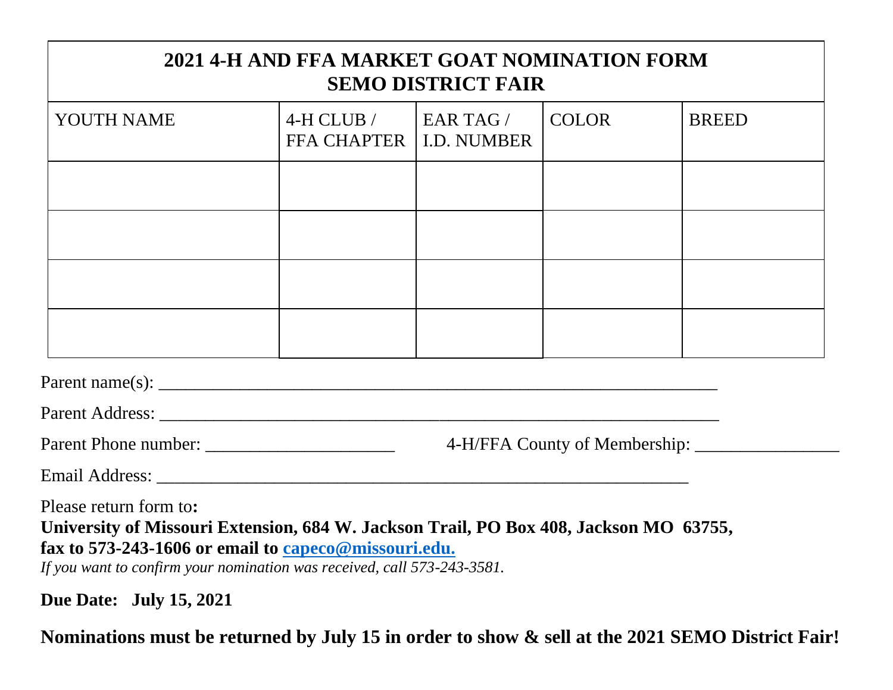# 2021 4-H AND FFA MARKET GOAT NOMINATION FORM
# SEMO DISTRICT FAIR

| YOUTH NAME | 4-H CLUB / FFA CHAPTER | EAR TAG / I.D. NUMBER | COLOR | BREED |
|---|---|---|---|---|
| | | | | |
| | | | | |
| | | | | |
| | | | | |

Parent name(s): ___________________________________________________________

Parent Address: ___________________________________________________________

Parent Phone number: ______________________     4-H/FFA County of Membership: ________________

Email Address: ____________________________________________________________

Please return form to**:**
**University of Missouri Extension, 684 W. Jackson Trail, PO Box 408, Jackson MO 63755,**
**fax to 573-243-1606 or email to capeco@missouri.edu.**
*If you want to confirm your nomination was received, call 573-243-3581.*

**Due Date: July 15, 2021**

**Nominations must be returned by July 15 in order to show & sell at the 2021 SEMO District Fair!**